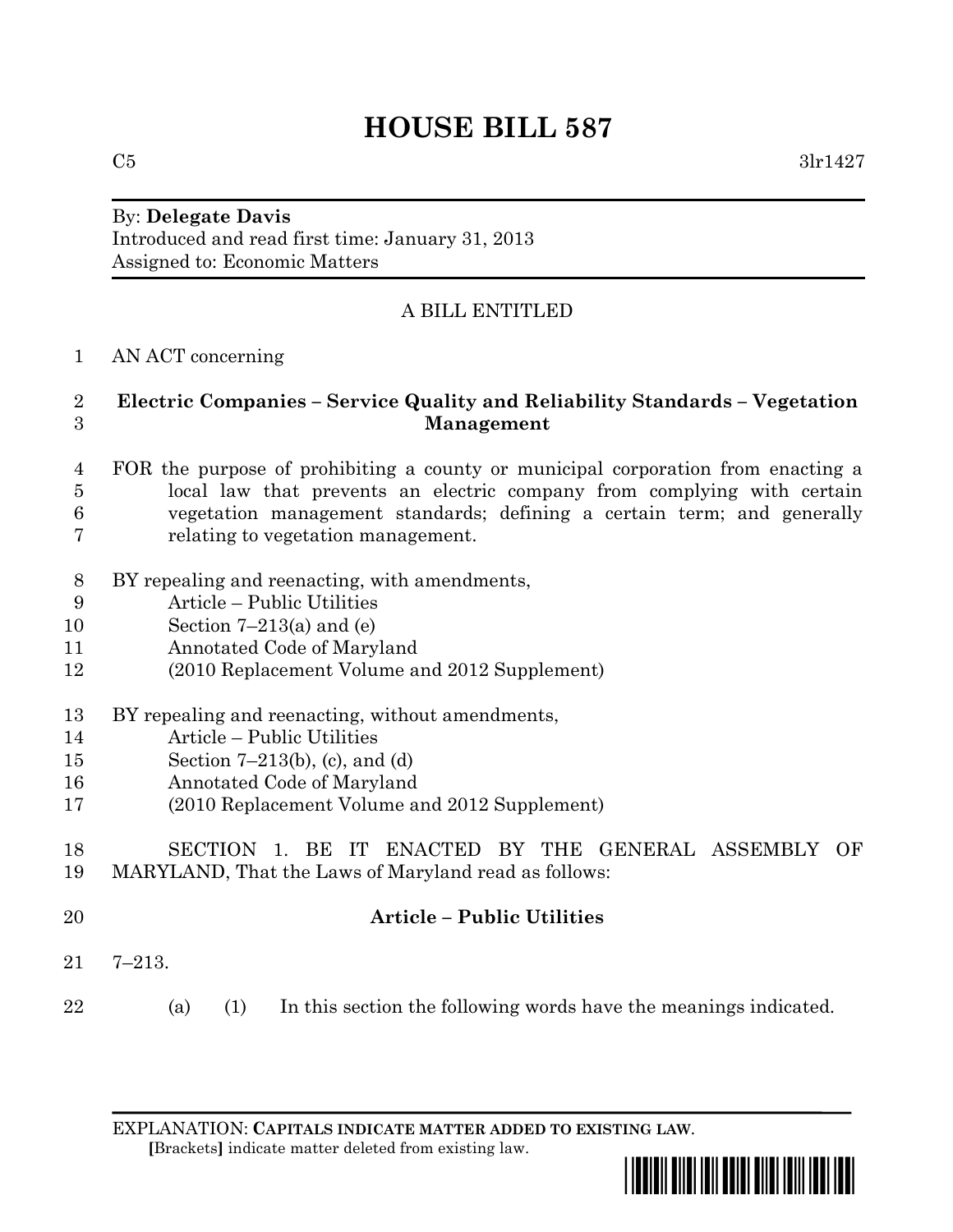# HOUSE BILL 587

C5 3lr1427

By: **Delegate Davis**
Introduced and read first time: January 31, 2013
Assigned to: Economic Matters

A BILL ENTITLED

1 AN ACT concerning

2 **Electric Companies – Service Quality and Reliability Standards – Vegetation**
3 **Management**

4 FOR the purpose of prohibiting a county or municipal corporation from enacting a
5 local law that prevents an electric company from complying with certain
6 vegetation management standards; defining a certain term; and generally
7 relating to vegetation management.

8 BY repealing and reenacting, with amendments,
9 Article – Public Utilities
10 Section 7–213(a) and (e)
11 Annotated Code of Maryland
12 (2010 Replacement Volume and 2012 Supplement)

13 BY repealing and reenacting, without amendments,
14 Article – Public Utilities
15 Section 7–213(b), (c), and (d)
16 Annotated Code of Maryland
17 (2010 Replacement Volume and 2012 Supplement)

18 SECTION 1. BE IT ENACTED BY THE GENERAL ASSEMBLY OF
19 MARYLAND, That the Laws of Maryland read as follows:

20 **Article – Public Utilities**

21 7–213.

22 (a) (1) In this section the following words have the meanings indicated.

EXPLANATION: **CAPITALS INDICATE MATTER ADDED TO EXISTING LAW.**
**[**Brackets**]** indicate matter deleted from existing law.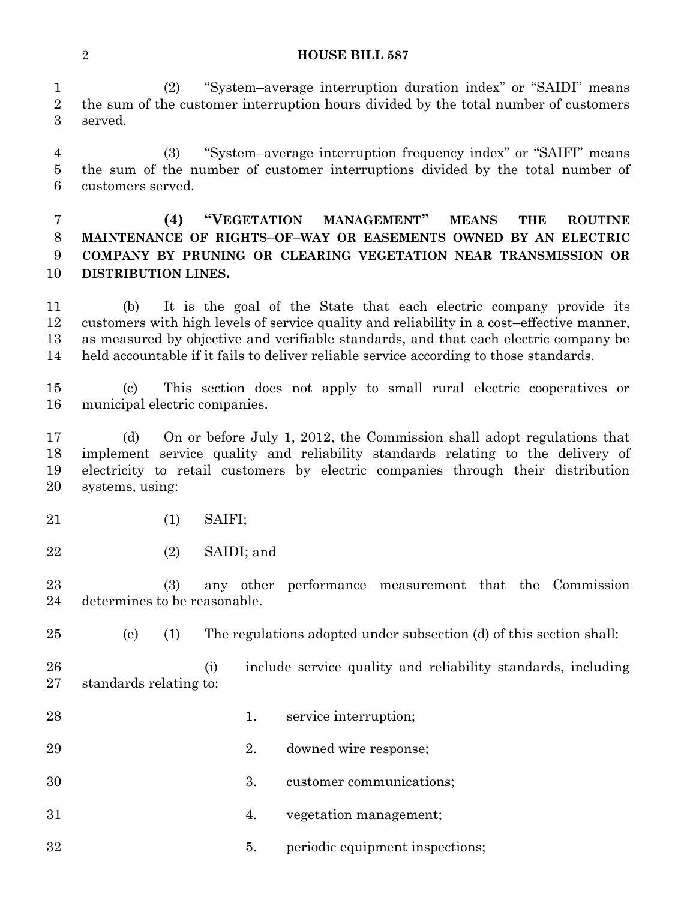(2) "System–average interruption duration index" or "SAIDI" means the sum of the customer interruption hours divided by the total number of customers served.

(3) "System–average interruption frequency index" or "SAIFI" means the sum of the number of customer interruptions divided by the total number of customers served.

**(4) "VEGETATION MANAGEMENT" MEANS THE ROUTINE MAINTENANCE OF RIGHTS–OF–WAY OR EASEMENTS OWNED BY AN ELECTRIC COMPANY BY PRUNING OR CLEARING VEGETATION NEAR TRANSMISSION OR DISTRIBUTION LINES.**

(b) It is the goal of the State that each electric company provide its customers with high levels of service quality and reliability in a cost–effective manner, as measured by objective and verifiable standards, and that each electric company be held accountable if it fails to deliver reliable service according to those standards.

(c) This section does not apply to small rural electric cooperatives or municipal electric companies.

(d) On or before July 1, 2012, the Commission shall adopt regulations that implement service quality and reliability standards relating to the delivery of electricity to retail customers by electric companies through their distribution systems, using:

(1) SAIFI;

(2) SAIDI; and

(3) any other performance measurement that the Commission determines to be reasonable.

(e) (1) The regulations adopted under subsection (d) of this section shall:

(i) include service quality and reliability standards, including standards relating to:

1. service interruption;

2. downed wire response;

3. customer communications;

4. vegetation management;

5. periodic equipment inspections;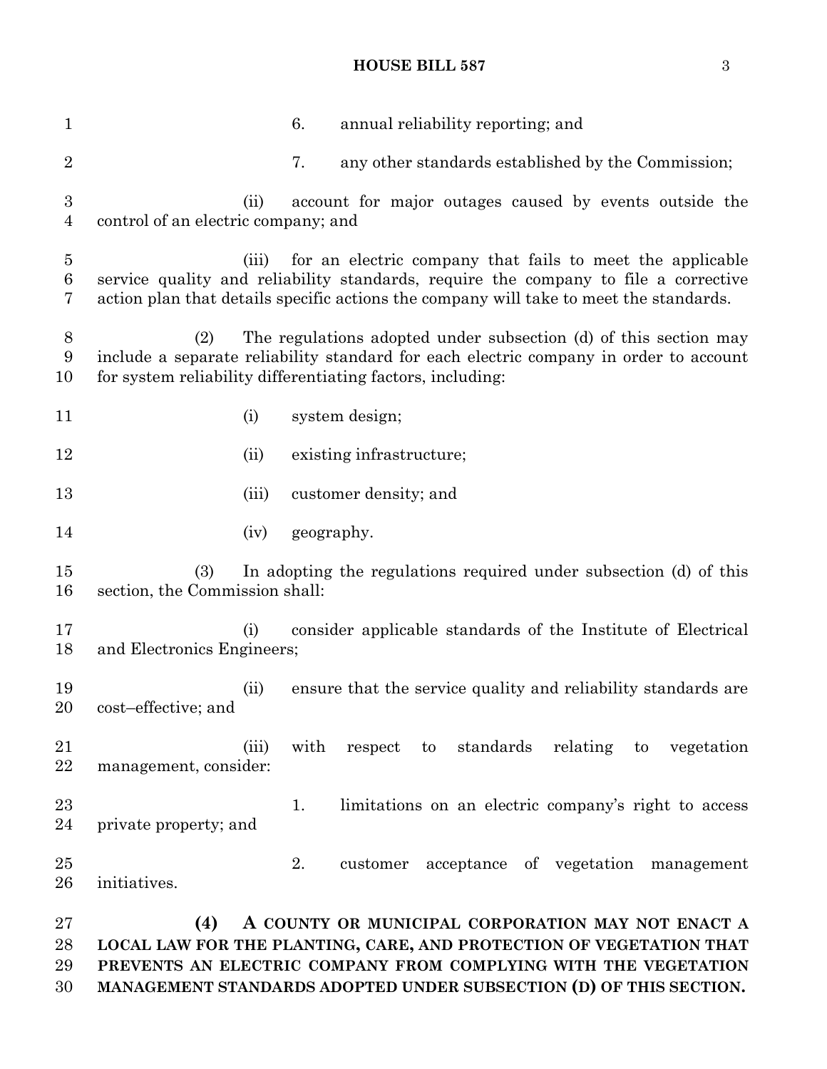6. annual reliability reporting; and

7. any other standards established by the Commission;

(ii) account for major outages caused by events outside the control of an electric company; and

(iii) for an electric company that fails to meet the applicable service quality and reliability standards, require the company to file a corrective action plan that details specific actions the company will take to meet the standards.

(2) The regulations adopted under subsection (d) of this section may include a separate reliability standard for each electric company in order to account for system reliability differentiating factors, including:

(i) system design;

(ii) existing infrastructure;

(iii) customer density; and

(iv) geography.

(3) In adopting the regulations required under subsection (d) of this section, the Commission shall:

(i) consider applicable standards of the Institute of Electrical and Electronics Engineers;

(ii) ensure that the service quality and reliability standards are cost–effective; and

(iii) with respect to standards relating to vegetation management, consider:

1. limitations on an electric company's right to access private property; and

2. customer acceptance of vegetation management initiatives.

**(4) A COUNTY OR MUNICIPAL CORPORATION MAY NOT ENACT A LOCAL LAW FOR THE PLANTING, CARE, AND PROTECTION OF VEGETATION THAT PREVENTS AN ELECTRIC COMPANY FROM COMPLYING WITH THE VEGETATION MANAGEMENT STANDARDS ADOPTED UNDER SUBSECTION (D) OF THIS SECTION.**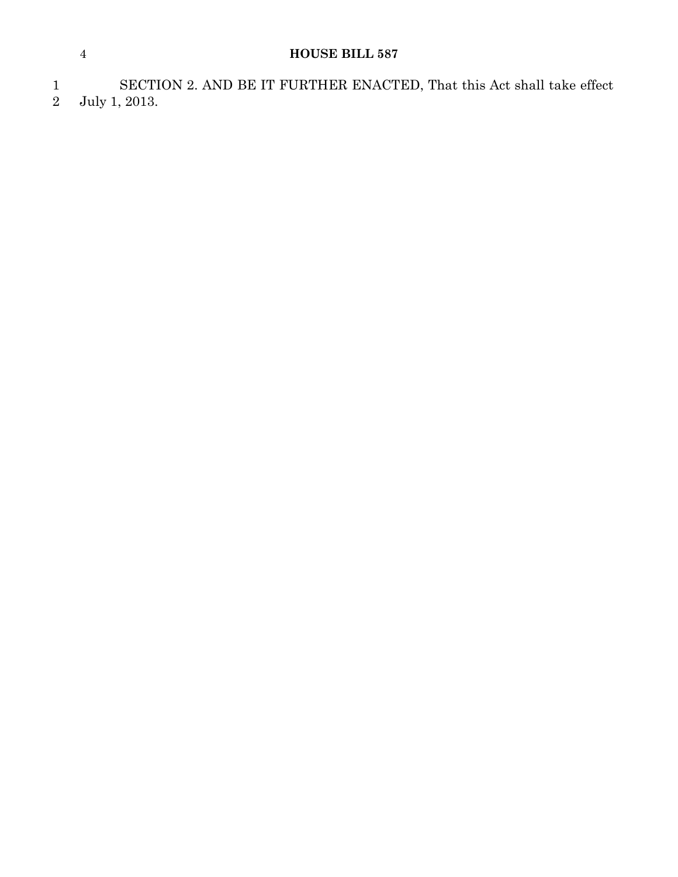SECTION 2. AND BE IT FURTHER ENACTED, That this Act shall take effect July 1, 2013.